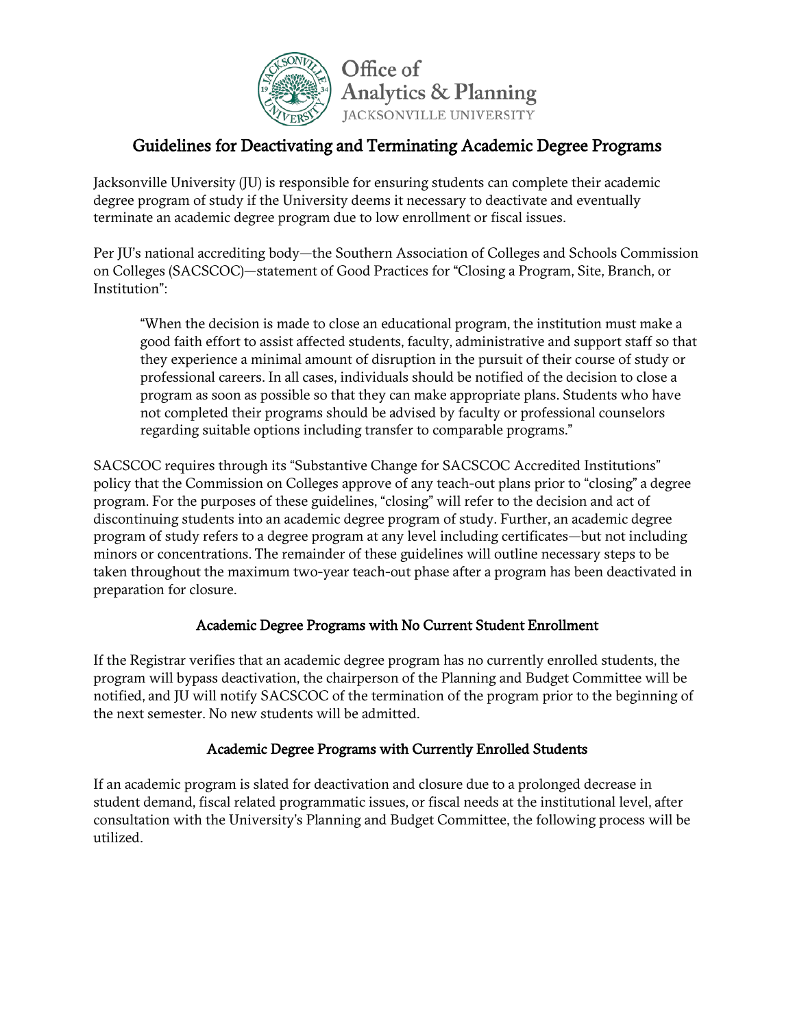Office of
Analytics & Planning
JACKSONVILLE UNIVERSITY

# Guidelines for Deactivating and Terminating Academic Degree Programs

Jacksonville University (JU) is responsible for ensuring students can complete their academic degree program of study if the University deems it necessary to deactivate and eventually terminate an academic degree program due to low enrollment or fiscal issues.

Per JU's national accrediting body—the Southern Association of Colleges and Schools Commission on Colleges (SACSCOC)—statement of Good Practices for "Closing a Program, Site, Branch, or Institution":

> "When the decision is made to close an educational program, the institution must make a good faith effort to assist affected students, faculty, administrative and support staff so that they experience a minimal amount of disruption in the pursuit of their course of study or professional careers. In all cases, individuals should be notified of the decision to close a program as soon as possible so that they can make appropriate plans. Students who have not completed their programs should be advised by faculty or professional counselors regarding suitable options including transfer to comparable programs."

SACSCOC requires through its "Substantive Change for SACSCOC Accredited Institutions" policy that the Commission on Colleges approve of any teach-out plans prior to "closing" a degree program. For the purposes of these guidelines, "closing" will refer to the decision and act of discontinuing students into an academic degree program of study. Further, an academic degree program of study refers to a degree program at any level including certificates—but not including minors or concentrations. The remainder of these guidelines will outline necessary steps to be taken throughout the maximum two-year teach-out phase after a program has been deactivated in preparation for closure.

## Academic Degree Programs with No Current Student Enrollment

If the Registrar verifies that an academic degree program has no currently enrolled students, the program will bypass deactivation, the chairperson of the Planning and Budget Committee will be notified, and JU will notify SACSCOC of the termination of the program prior to the beginning of the next semester. No new students will be admitted.

## Academic Degree Programs with Currently Enrolled Students

If an academic program is slated for deactivation and closure due to a prolonged decrease in student demand, fiscal related programmatic issues, or fiscal needs at the institutional level, after consultation with the University's Planning and Budget Committee, the following process will be utilized.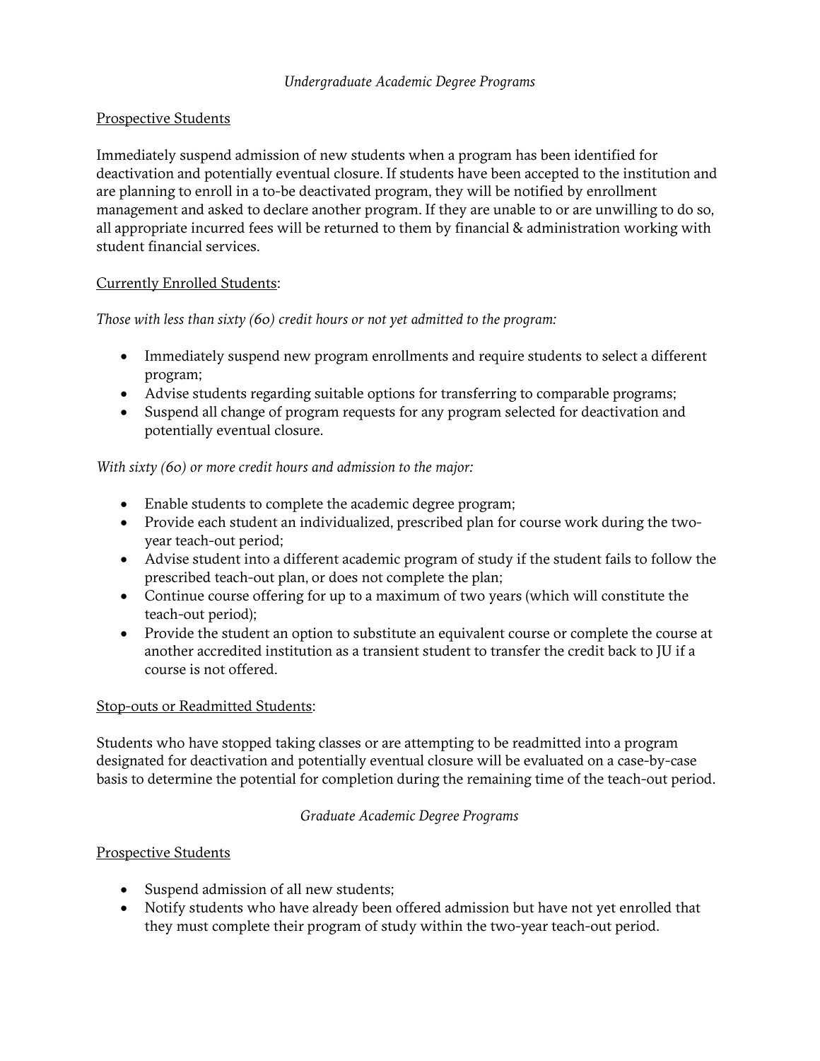*Undergraduate Academic Degree Programs*

Prospective Students

Immediately suspend admission of new students when a program has been identified for deactivation and potentially eventual closure. If students have been accepted to the institution and are planning to enroll in a to-be deactivated program, they will be notified by enrollment management and asked to declare another program. If they are unable to or are unwilling to do so, all appropriate incurred fees will be returned to them by financial & administration working with student financial services.

Currently Enrolled Students:

*Those with less than sixty (60) credit hours or not yet admitted to the program:*

- Immediately suspend new program enrollments and require students to select a different program;
- Advise students regarding suitable options for transferring to comparable programs;
- Suspend all change of program requests for any program selected for deactivation and potentially eventual closure.

*With sixty (60) or more credit hours and admission to the major:*

- Enable students to complete the academic degree program;
- Provide each student an individualized, prescribed plan for course work during the two-year teach-out period;
- Advise student into a different academic program of study if the student fails to follow the prescribed teach-out plan, or does not complete the plan;
- Continue course offering for up to a maximum of two years (which will constitute the teach-out period);
- Provide the student an option to substitute an equivalent course or complete the course at another accredited institution as a transient student to transfer the credit back to JU if a course is not offered.

Stop-outs or Readmitted Students:

Students who have stopped taking classes or are attempting to be readmitted into a program designated for deactivation and potentially eventual closure will be evaluated on a case-by-case basis to determine the potential for completion during the remaining time of the teach-out period.

*Graduate Academic Degree Programs*

Prospective Students

- Suspend admission of all new students;
- Notify students who have already been offered admission but have not yet enrolled that they must complete their program of study within the two-year teach-out period.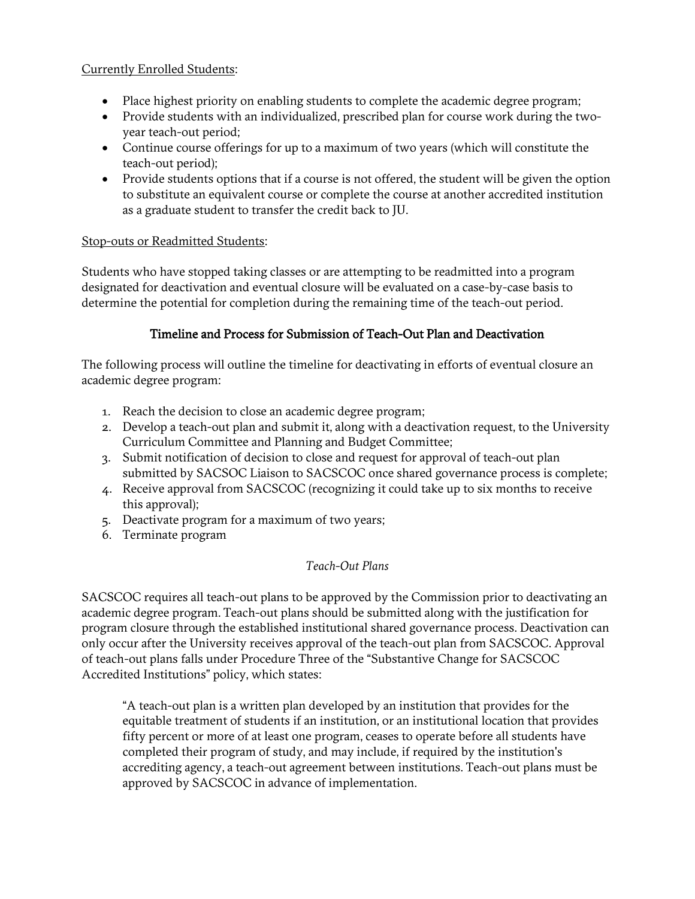<u>Currently Enrolled Students</u>:

- Place highest priority on enabling students to complete the academic degree program;
- Provide students with an individualized, prescribed plan for course work during the two-year teach-out period;
- Continue course offerings for up to a maximum of two years (which will constitute the teach-out period);
- Provide students options that if a course is not offered, the student will be given the option to substitute an equivalent course or complete the course at another accredited institution as a graduate student to transfer the credit back to JU.

<u>Stop-outs or Readmitted Students</u>:

Students who have stopped taking classes or are attempting to be readmitted into a program designated for deactivation and eventual closure will be evaluated on a case-by-case basis to determine the potential for completion during the remaining time of the teach-out period.

## Timeline and Process for Submission of Teach-Out Plan and Deactivation

The following process will outline the timeline for deactivating in efforts of eventual closure an academic degree program:

1. Reach the decision to close an academic degree program;
2. Develop a teach-out plan and submit it, along with a deactivation request, to the University Curriculum Committee and Planning and Budget Committee;
3. Submit notification of decision to close and request for approval of teach-out plan submitted by SACSOC Liaison to SACSCOC once shared governance process is complete;
4. Receive approval from SACSCOC (recognizing it could take up to six months to receive this approval);
5. Deactivate program for a maximum of two years;
6. Terminate program

### *Teach-Out Plans*

SACSCOC requires all teach-out plans to be approved by the Commission prior to deactivating an academic degree program. Teach-out plans should be submitted along with the justification for program closure through the established institutional shared governance process. Deactivation can only occur after the University receives approval of the teach-out plan from SACSCOC. Approval of teach-out plans falls under Procedure Three of the "Substantive Change for SACSCOC Accredited Institutions" policy, which states:

> "A teach-out plan is a written plan developed by an institution that provides for the equitable treatment of students if an institution, or an institutional location that provides fifty percent or more of at least one program, ceases to operate before all students have completed their program of study, and may include, if required by the institution's accrediting agency, a teach-out agreement between institutions. Teach-out plans must be approved by SACSCOC in advance of implementation.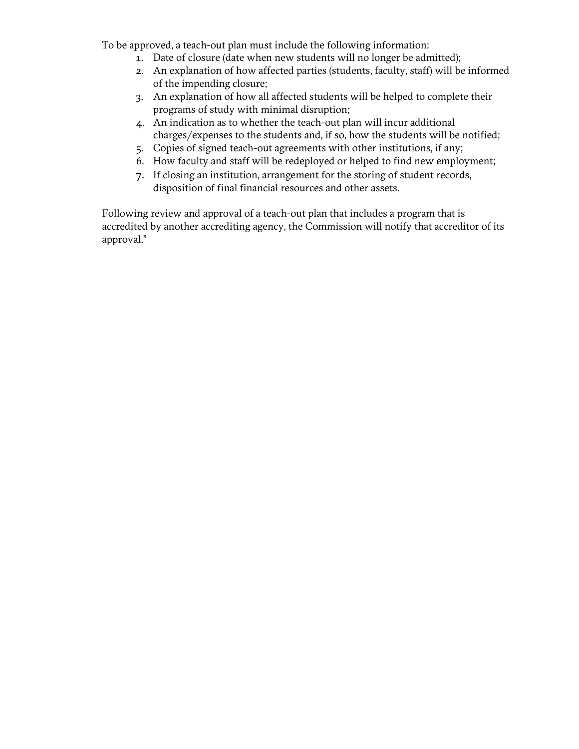To be approved, a teach-out plan must include the following information:

1. Date of closure (date when new students will no longer be admitted);
2. An explanation of how affected parties (students, faculty, staff) will be informed of the impending closure;
3. An explanation of how all affected students will be helped to complete their programs of study with minimal disruption;
4. An indication as to whether the teach-out plan will incur additional charges/expenses to the students and, if so, how the students will be notified;
5. Copies of signed teach-out agreements with other institutions, if any;
6. How faculty and staff will be redeployed or helped to find new employment;
7. If closing an institution, arrangement for the storing of student records, disposition of final financial resources and other assets.

Following review and approval of a teach-out plan that includes a program that is accredited by another accrediting agency, the Commission will notify that accreditor of its approval."